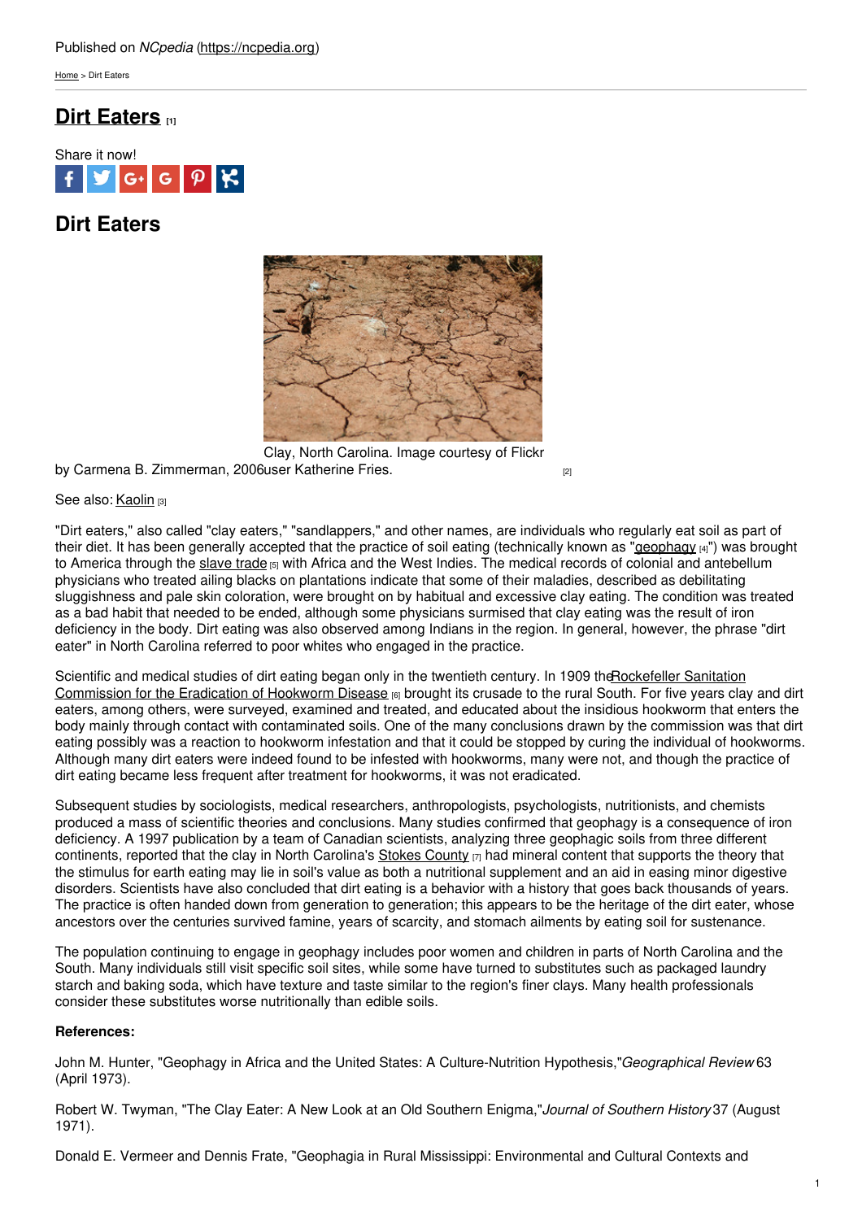Published on *NCpedia* (https://ncpedia.org)

Home > Dirt Eaters

# Dirt Eaters [1]

Share it now!

## Dirt Eaters

Clay, North Carolina. Image courtesy of Flickr user Katherine Fries. [2]

by Carmena B. Zimmerman, 2006

See also: Kaolin [3]

"Dirt eaters," also called "clay eaters," "sandlappers," and other names, are individuals who regularly eat soil as part of their diet. It has been generally accepted that the practice of soil eating (technically known as "geophagy [4]") was brought to America through the slave trade [5] with Africa and the West Indies. The medical records of colonial and antebellum physicians who treated ailing blacks on plantations indicate that some of their maladies, described as debilitating sluggishness and pale skin coloration, were brought on by habitual and excessive clay eating. The condition was treated as a bad habit that needed to be ended, although some physicians surmised that clay eating was the result of iron deficiency in the body. Dirt eating was also observed among Indians in the region. In general, however, the phrase "dirt eater" in North Carolina referred to poor whites who engaged in the practice.

Scientific and medical studies of dirt eating began only in the twentieth century. In 1909 the Rockefeller Sanitation Commission for the Eradication of Hookworm Disease [6] brought its crusade to the rural South. For five years clay and dirt eaters, among others, were surveyed, examined and treated, and educated about the insidious hookworm that enters the body mainly through contact with contaminated soils. One of the many conclusions drawn by the commission was that dirt eating possibly was a reaction to hookworm infestation and that it could be stopped by curing the individual of hookworms. Although many dirt eaters were indeed found to be infested with hookworms, many were not, and though the practice of dirt eating became less frequent after treatment for hookworms, it was not eradicated.

Subsequent studies by sociologists, medical researchers, anthropologists, psychologists, nutritionists, and chemists produced a mass of scientific theories and conclusions. Many studies confirmed that geophagy is a consequence of iron deficiency. A 1997 publication by a team of Canadian scientists, analyzing three geophagic soils from three different continents, reported that the clay in North Carolina's Stokes County [7] had mineral content that supports the theory that the stimulus for earth eating may lie in soil's value as both a nutritional supplement and an aid in easing minor digestive disorders. Scientists have also concluded that dirt eating is a behavior with a history that goes back thousands of years. The practice is often handed down from generation to generation; this appears to be the heritage of the dirt eater, whose ancestors over the centuries survived famine, years of scarcity, and stomach ailments by eating soil for sustenance.

The population continuing to engage in geophagy includes poor women and children in parts of North Carolina and the South. Many individuals still visit specific soil sites, while some have turned to substitutes such as packaged laundry starch and baking soda, which have texture and taste similar to the region's finer clays. Many health professionals consider these substitutes worse nutritionally than edible soils.

**References:**

John M. Hunter, "Geophagy in Africa and the United States: A Culture-Nutrition Hypothesis," *Geographical Review* 63 (April 1973).

Robert W. Twyman, "The Clay Eater: A New Look at an Old Southern Enigma," *Journal of Southern History* 37 (August 1971).

Donald E. Vermeer and Dennis Frate, "Geophagia in Rural Mississippi: Environmental and Cultural Contexts and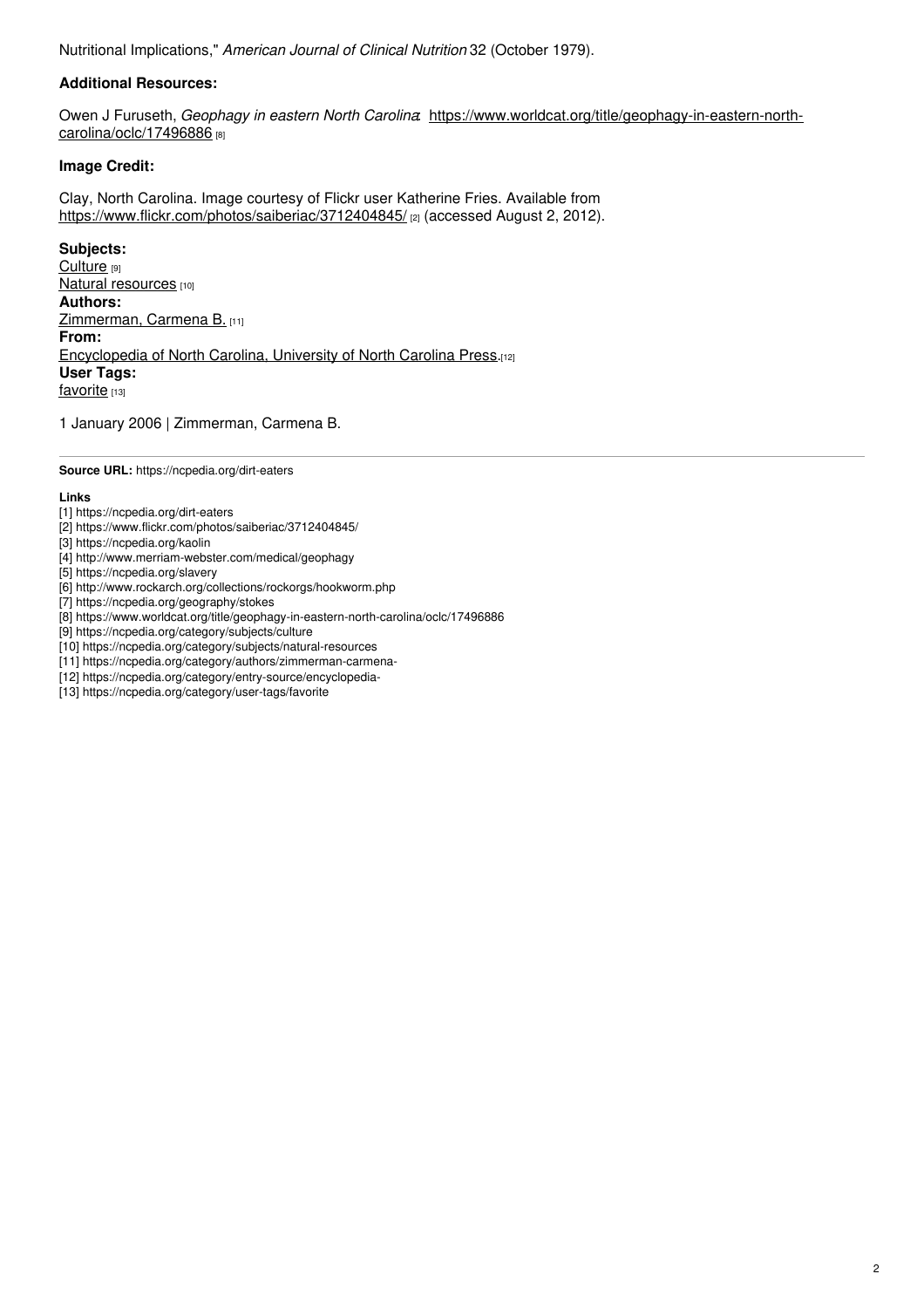Nutritional Implications," *American Journal of Clinical Nutrition* 32 (October 1979).

**Additional Resources:**

Owen J Furuseth, *Geophagy in eastern North Carolina*: https://www.worldcat.org/title/geophagy-in-eastern-north-carolina/oclc/17496886 [8]

**Image Credit:**

Clay, North Carolina. Image courtesy of Flickr user Katherine Fries. Available from https://www.flickr.com/photos/saiberiac/3712404845/ [2] (accessed August 2, 2012).

**Subjects:**
Culture [9]
Natural resources [10]
**Authors:**
Zimmerman, Carmena B. [11]
**From:**
Encyclopedia of North Carolina, University of North Carolina Press.[12]
**User Tags:**
favorite [13]

1 January 2006 | Zimmerman, Carmena B.

---

**Source URL:** https://ncpedia.org/dirt-eaters

**Links**
[1] https://ncpedia.org/dirt-eaters
[2] https://www.flickr.com/photos/saiberiac/3712404845/
[3] https://ncpedia.org/kaolin
[4] http://www.merriam-webster.com/medical/geophagy
[5] https://ncpedia.org/slavery
[6] http://www.rockarch.org/collections/rockorgs/hookworm.php
[7] https://ncpedia.org/geography/stokes
[8] https://www.worldcat.org/title/geophagy-in-eastern-north-carolina/oclc/17496886
[9] https://ncpedia.org/category/subjects/culture
[10] https://ncpedia.org/category/subjects/natural-resources
[11] https://ncpedia.org/category/authors/zimmerman-carmena-
[12] https://ncpedia.org/category/entry-source/encyclopedia-
[13] https://ncpedia.org/category/user-tags/favorite